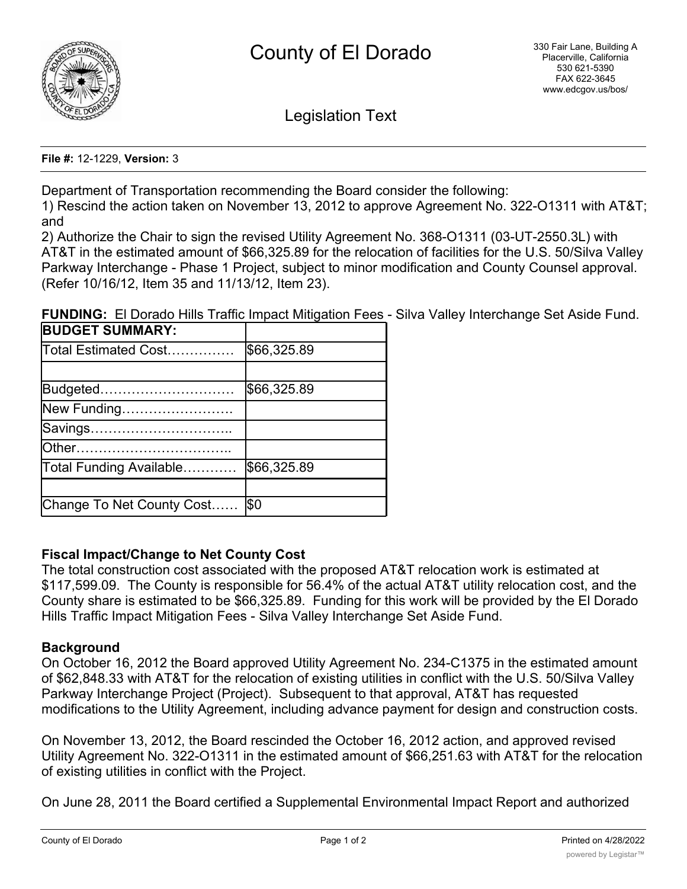# County of El Dorado

330 Fair Lane, Building A
Placerville, California
530 621-5390
FAX 622-3645
www.edcgov.us/bos/

## Legislation Text

**File #:** 12-1229, **Version:** 3

Department of Transportation recommending the Board consider the following:
1) Rescind the action taken on November 13, 2012 to approve Agreement No. 322-O1311 with AT&T; and
2) Authorize the Chair to sign the revised Utility Agreement No. 368-O1311 (03-UT-2550.3L) with AT&T in the estimated amount of $66,325.89 for the relocation of facilities for the U.S. 50/Silva Valley Parkway Interchange - Phase 1 Project, subject to minor modification and County Counsel approval. (Refer 10/16/12, Item 35 and 11/13/12, Item 23).

**FUNDING:** El Dorado Hills Traffic Impact Mitigation Fees - Silva Valley Interchange Set Aside Fund.

| **BUDGET SUMMARY:** | |
|---|---|
| Total Estimated Cost…………… | $66,325.89 |
| | |
| Budgeted………………………… | $66,325.89 |
| New Funding……………………. | |
| Savings………………………….. | |
| Other…………………………….. | |
| Total Funding Available………… | $66,325.89 |
| | |
| Change To Net County Cost…… | $0 |

**Fiscal Impact/Change to Net County Cost**

The total construction cost associated with the proposed AT&T relocation work is estimated at $117,599.09. The County is responsible for 56.4% of the actual AT&T utility relocation cost, and the County share is estimated to be $66,325.89. Funding for this work will be provided by the El Dorado Hills Traffic Impact Mitigation Fees - Silva Valley Interchange Set Aside Fund.

**Background**

On October 16, 2012 the Board approved Utility Agreement No. 234-C1375 in the estimated amount of $62,848.33 with AT&T for the relocation of existing utilities in conflict with the U.S. 50/Silva Valley Parkway Interchange Project (Project). Subsequent to that approval, AT&T has requested modifications to the Utility Agreement, including advance payment for design and construction costs.

On November 13, 2012, the Board rescinded the October 16, 2012 action, and approved revised Utility Agreement No. 322-O1311 in the estimated amount of $66,251.63 with AT&T for the relocation of existing utilities in conflict with the Project.

On June 28, 2011 the Board certified a Supplemental Environmental Impact Report and authorized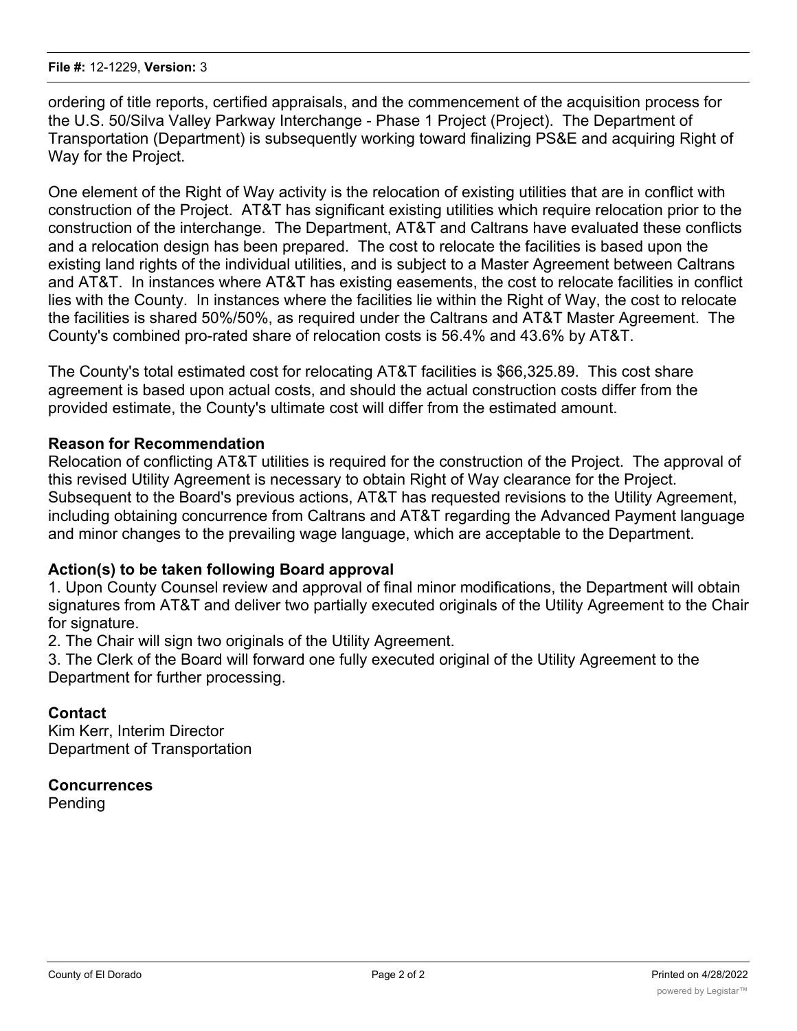ordering of title reports, certified appraisals, and the commencement of the acquisition process for the U.S. 50/Silva Valley Parkway Interchange - Phase 1 Project (Project). The Department of Transportation (Department) is subsequently working toward finalizing PS&E and acquiring Right of Way for the Project.

One element of the Right of Way activity is the relocation of existing utilities that are in conflict with construction of the Project. AT&T has significant existing utilities which require relocation prior to the construction of the interchange. The Department, AT&T and Caltrans have evaluated these conflicts and a relocation design has been prepared. The cost to relocate the facilities is based upon the existing land rights of the individual utilities, and is subject to a Master Agreement between Caltrans and AT&T. In instances where AT&T has existing easements, the cost to relocate facilities in conflict lies with the County. In instances where the facilities lie within the Right of Way, the cost to relocate the facilities is shared 50%/50%, as required under the Caltrans and AT&T Master Agreement. The County's combined pro-rated share of relocation costs is 56.4% and 43.6% by AT&T.

The County's total estimated cost for relocating AT&T facilities is $66,325.89. This cost share agreement is based upon actual costs, and should the actual construction costs differ from the provided estimate, the County's ultimate cost will differ from the estimated amount.

## Reason for Recommendation

Relocation of conflicting AT&T utilities is required for the construction of the Project. The approval of this revised Utility Agreement is necessary to obtain Right of Way clearance for the Project. Subsequent to the Board's previous actions, AT&T has requested revisions to the Utility Agreement, including obtaining concurrence from Caltrans and AT&T regarding the Advanced Payment language and minor changes to the prevailing wage language, which are acceptable to the Department.

## Action(s) to be taken following Board approval

1. Upon County Counsel review and approval of final minor modifications, the Department will obtain signatures from AT&T and deliver two partially executed originals of the Utility Agreement to the Chair for signature.
2. The Chair will sign two originals of the Utility Agreement.
3. The Clerk of the Board will forward one fully executed original of the Utility Agreement to the Department for further processing.

## Contact

Kim Kerr, Interim Director
Department of Transportation

## Concurrences

Pending